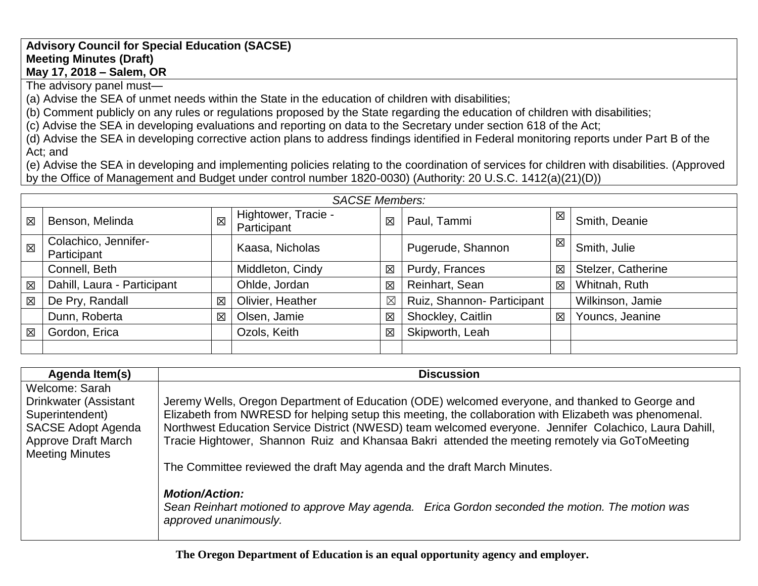**Advisory Council for Special Education (SACSE)**
**Meeting Minutes (Draft)**
**May 17, 2018 – Salem, OR**

The advisory panel must—

(a) Advise the SEA of unmet needs within the State in the education of children with disabilities;

(b) Comment publicly on any rules or regulations proposed by the State regarding the education of children with disabilities;

(c) Advise the SEA in developing evaluations and reporting on data to the Secretary under section 618 of the Act;

(d) Advise the SEA in developing corrective action plans to address findings identified in Federal monitoring reports under Part B of the Act; and

(e) Advise the SEA in developing and implementing policies relating to the coordination of services for children with disabilities. (Approved by the Office of Management and Budget under control number 1820-0030) (Authority: 20 U.S.C. 1412(a)(21)(D))

| *SACSE Members:* | | | | | | | |
|---|---|---|---|---|---|---|---|
| ☒ | Benson, Melinda | ☒ | Hightower, Tracie - Participant | ☒ | Paul, Tammi | ☒ | Smith, Deanie |
| ☒ | Colachico, Jennifer- Participant | | Kaasa, Nicholas | | Pugerude, Shannon | ☒ | Smith, Julie |
| | Connell, Beth | | Middleton, Cindy | ☒ | Purdy, Frances | ☒ | Stelzer, Catherine |
| ☒ | Dahill, Laura - Participant | | Ohlde, Jordan | ☒ | Reinhart, Sean | ☒ | Whitnah, Ruth |
| ☒ | De Pry, Randall | ☒ | Olivier, Heather | ☒ | Ruiz, Shannon- Participant | | Wilkinson, Jamie |
| | Dunn, Roberta | ☒ | Olsen, Jamie | ☒ | Shockley, Caitlin | ☒ | Youncs, Jeanine |
| ☒ | Gordon, Erica | | Ozols, Keith | ☒ | Skipworth, Leah | | |
| | | | | | | | |

| Agenda Item(s) | Discussion |
|---|---|
| Welcome: Sarah Drinkwater (Assistant Superintendent)<br>SACSE Adopt Agenda<br>Approve Draft March Meeting Minutes | Jeremy Wells, Oregon Department of Education (ODE) welcomed everyone, and thanked to George and Elizabeth from NWRESD for helping setup this meeting, the collaboration with Elizabeth was phenomenal. Northwest Education Service District (NWESD) team welcomed everyone. Jennifer Colachico, Laura Dahill, Tracie Hightower, Shannon Ruiz and Khansaa Bakri attended the meeting remotely via GoToMeeting<br><br>The Committee reviewed the draft May agenda and the draft March Minutes.<br><br>***Motion/Action:***<br>*Sean Reinhart motioned to approve May agenda. Erica Gordon seconded the motion. The motion was approved unanimously.* |

**The Oregon Department of Education is an equal opportunity agency and employer.**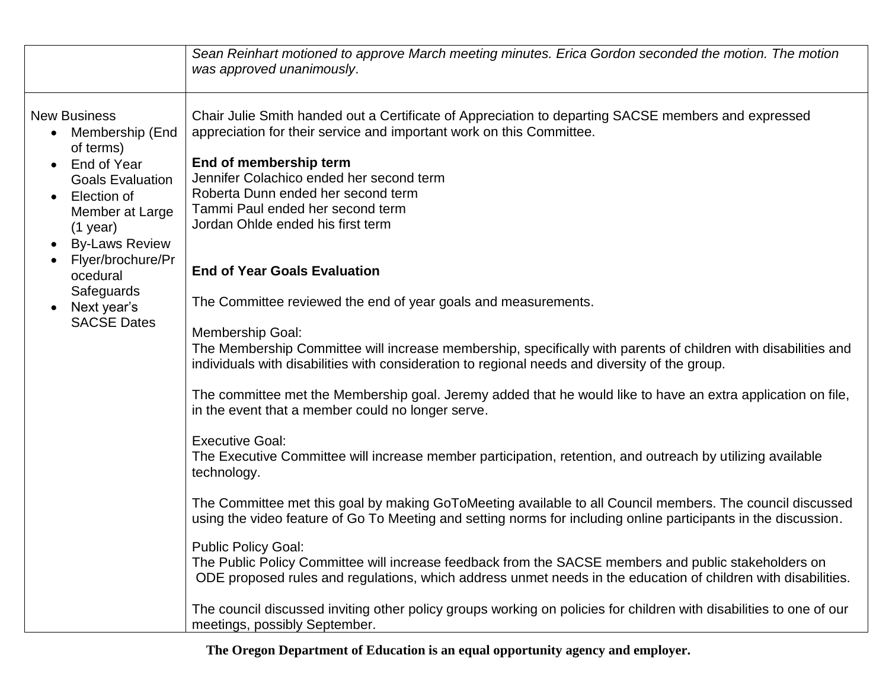| | |
|---|---|
| | *Sean Reinhart motioned to approve March meeting minutes. Erica Gordon seconded the motion. The motion was approved unanimously*. |
| New Business<br>• Membership (End of terms)<br>• End of Year Goals Evaluation<br>• Election of Member at Large (1 year)<br>• By-Laws Review<br>• Flyer/brochure/Procedural Safeguards<br>• Next year's SACSE Dates | Chair Julie Smith handed out a Certificate of Appreciation to departing SACSE members and expressed appreciation for their service and important work on this Committee.<br><br>**End of membership term**<br>Jennifer Colachico ended her second term<br>Roberta Dunn ended her second term<br>Tammi Paul ended her second term<br>Jordan Ohlde ended his first term<br><br>**End of Year Goals Evaluation**<br><br>The Committee reviewed the end of year goals and measurements.<br><br>Membership Goal:<br>The Membership Committee will increase membership, specifically with parents of children with disabilities and individuals with disabilities with consideration to regional needs and diversity of the group.<br><br>The committee met the Membership goal. Jeremy added that he would like to have an extra application on file, in the event that a member could no longer serve.<br><br>Executive Goal:<br>The Executive Committee will increase member participation, retention, and outreach by utilizing available technology.<br><br>The Committee met this goal by making GoToMeeting available to all Council members. The council discussed using the video feature of Go To Meeting and setting norms for including online participants in the discussion.<br><br>Public Policy Goal:<br>The Public Policy Committee will increase feedback from the SACSE members and public stakeholders on ODE proposed rules and regulations, which address unmet needs in the education of children with disabilities.<br><br>The council discussed inviting other policy groups working on policies for children with disabilities to one of our meetings, possibly September. |

**The Oregon Department of Education is an equal opportunity agency and employer.**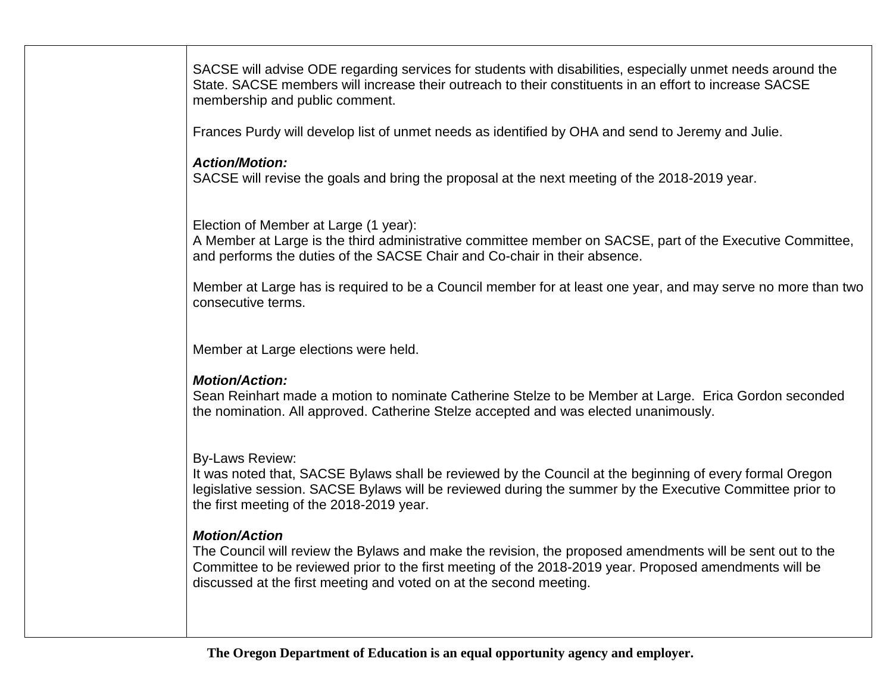| | |
|---|---|
| | SACSE will advise ODE regarding services for students with disabilities, especially unmet needs around the State. SACSE members will increase their outreach to their constituents in an effort to increase SACSE membership and public comment.<br><br>Frances Purdy will develop list of unmet needs as identified by OHA and send to Jeremy and Julie.<br><br>***Action/Motion:***<br>SACSE will revise the goals and bring the proposal at the next meeting of the 2018-2019 year.<br><br>Election of Member at Large (1 year):<br>A Member at Large is the third administrative committee member on SACSE, part of the Executive Committee, and performs the duties of the SACSE Chair and Co-chair in their absence.<br><br>Member at Large has is required to be a Council member for at least one year, and may serve no more than two consecutive terms.<br><br>Member at Large elections were held.<br><br>***Motion/Action:***<br>Sean Reinhart made a motion to nominate Catherine Stelze to be Member at Large. Erica Gordon seconded the nomination. All approved. Catherine Stelze accepted and was elected unanimously.<br><br>By-Laws Review:<br>It was noted that, SACSE Bylaws shall be reviewed by the Council at the beginning of every formal Oregon legislative session. SACSE Bylaws will be reviewed during the summer by the Executive Committee prior to the first meeting of the 2018-2019 year.<br><br>***Motion/Action***<br>The Council will review the Bylaws and make the revision, the proposed amendments will be sent out to the Committee to be reviewed prior to the first meeting of the 2018-2019 year. Proposed amendments will be discussed at the first meeting and voted on at the second meeting. |

**The Oregon Department of Education is an equal opportunity agency and employer.**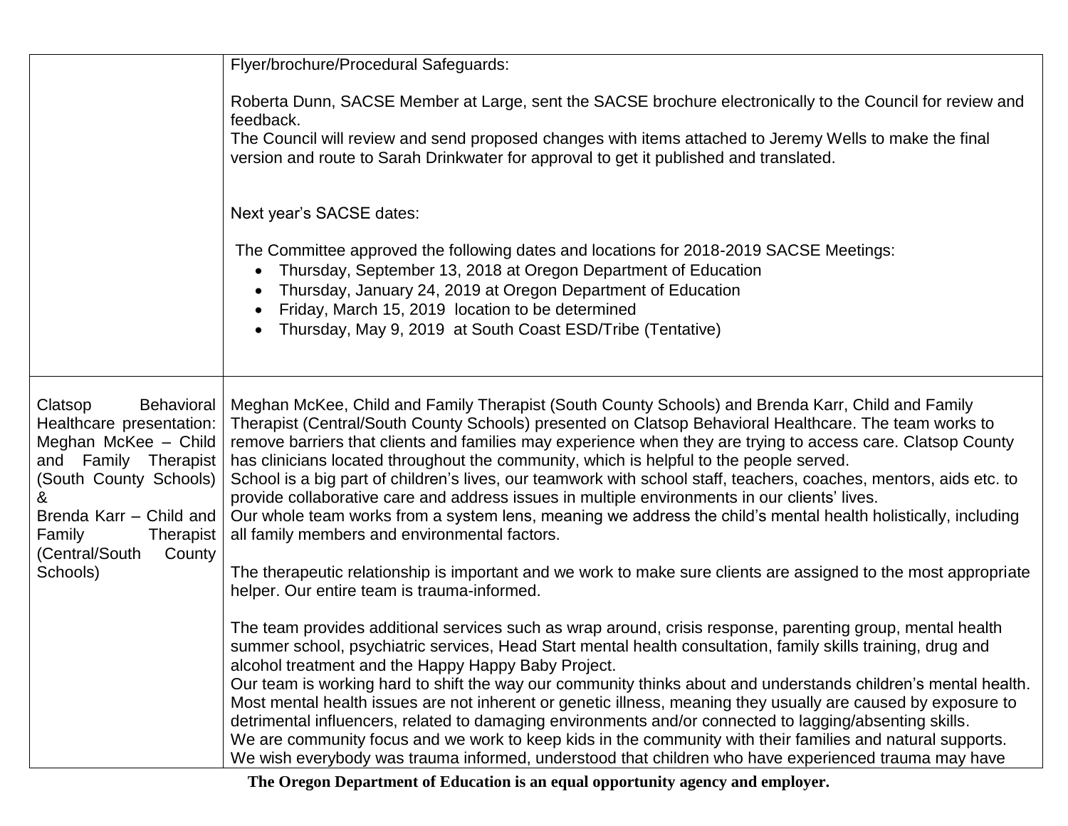| | |
|---|---|
| | Flyer/brochure/Procedural Safeguards:<br><br>Roberta Dunn, SACSE Member at Large, sent the SACSE brochure electronically to the Council for review and feedback.<br>The Council will review and send proposed changes with items attached to Jeremy Wells to make the final version and route to Sarah Drinkwater for approval to get it published and translated.<br><br>Next year's SACSE dates:<br><br>The Committee approved the following dates and locations for 2018-2019 SACSE Meetings:<br>• Thursday, September 13, 2018 at Oregon Department of Education<br>• Thursday, January 24, 2019 at Oregon Department of Education<br>• Friday, March 15, 2019 location to be determined<br>• Thursday, May 9, 2019 at South Coast ESD/Tribe (Tentative) |
| Clatsop Behavioral Healthcare presentation: Meghan McKee – Child and Family Therapist (South County Schools) & Brenda Karr – Child and Family Therapist (Central/South County Schools) | Meghan McKee, Child and Family Therapist (South County Schools) and Brenda Karr, Child and Family Therapist (Central/South County Schools) presented on Clatsop Behavioral Healthcare. The team works to remove barriers that clients and families may experience when they are trying to access care. Clatsop County has clinicians located throughout the community, which is helpful to the people served.<br>School is a big part of children's lives, our teamwork with school staff, teachers, coaches, mentors, aids etc. to provide collaborative care and address issues in multiple environments in our clients' lives.<br>Our whole team works from a system lens, meaning we address the child's mental health holistically, including all family members and environmental factors.<br><br>The therapeutic relationship is important and we work to make sure clients are assigned to the most appropriate helper. Our entire team is trauma-informed.<br><br>The team provides additional services such as wrap around, crisis response, parenting group, mental health summer school, psychiatric services, Head Start mental health consultation, family skills training, drug and alcohol treatment and the Happy Happy Baby Project.<br>Our team is working hard to shift the way our community thinks about and understands children's mental health. Most mental health issues are not inherent or genetic illness, meaning they usually are caused by exposure to detrimental influencers, related to damaging environments and/or connected to lagging/absenting skills.<br>We are community focus and we work to keep kids in the community with their families and natural supports.<br>We wish everybody was trauma informed, understood that children who have experienced trauma may have |

**The Oregon Department of Education is an equal opportunity agency and employer.**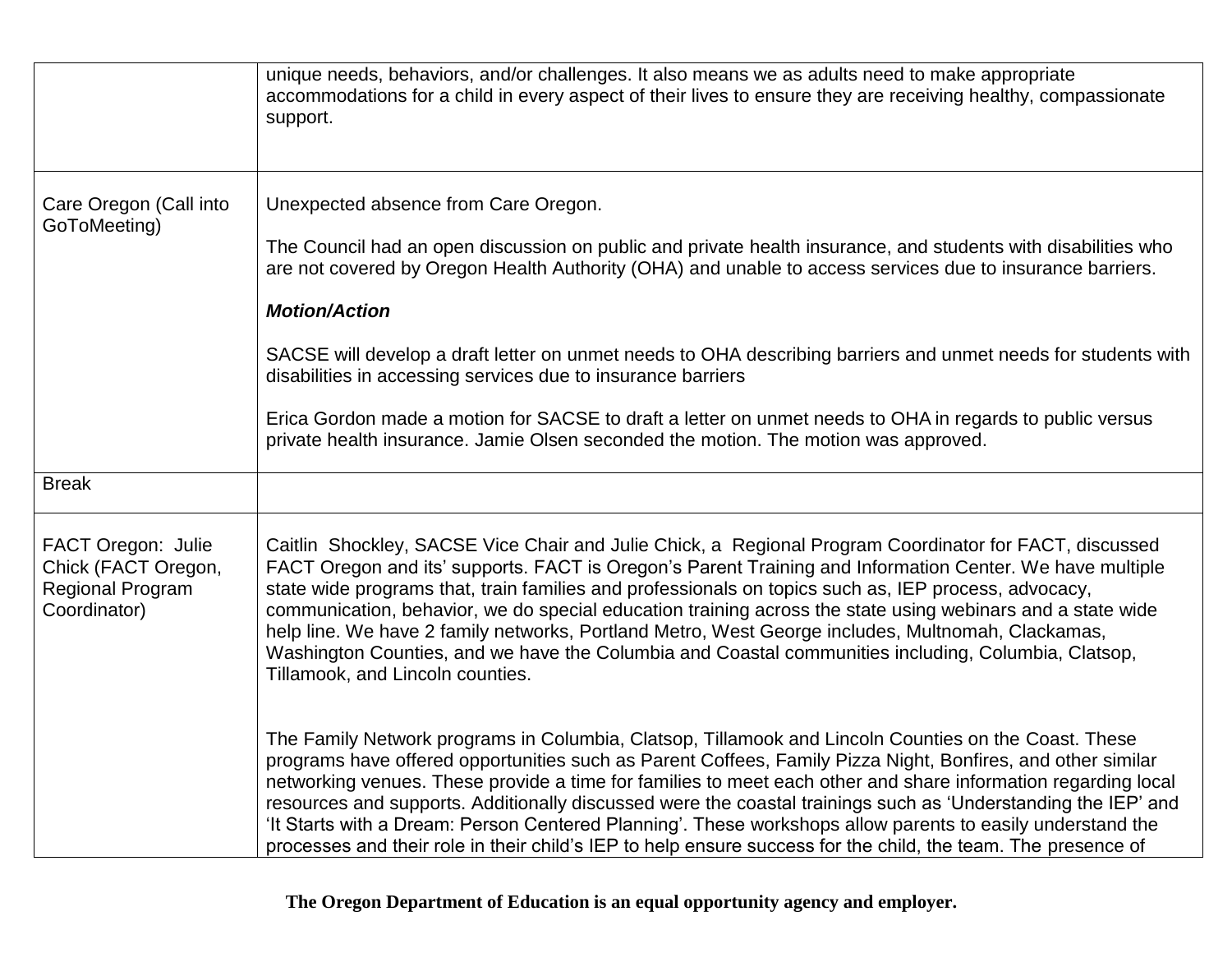| | |
|---|---|
| | unique needs, behaviors, and/or challenges. It also means we as adults need to make appropriate accommodations for a child in every aspect of their lives to ensure they are receiving healthy, compassionate support. |
| Care Oregon (Call into GoToMeeting) | Unexpected absence from Care Oregon.<br><br>The Council had an open discussion on public and private health insurance, and students with disabilities who are not covered by Oregon Health Authority (OHA) and unable to access services due to insurance barriers.<br><br>***Motion/Action***<br><br>SACSE will develop a draft letter on unmet needs to OHA describing barriers and unmet needs for students with disabilities in accessing services due to insurance barriers<br><br>Erica Gordon made a motion for SACSE to draft a letter on unmet needs to OHA in regards to public versus private health insurance. Jamie Olsen seconded the motion. The motion was approved. |
| Break | |
| FACT Oregon: Julie Chick (FACT Oregon, Regional Program Coordinator) | Caitlin Shockley, SACSE Vice Chair and Julie Chick, a Regional Program Coordinator for FACT, discussed FACT Oregon and its' supports. FACT is Oregon's Parent Training and Information Center. We have multiple state wide programs that, train families and professionals on topics such as, IEP process, advocacy, communication, behavior, we do special education training across the state using webinars and a state wide help line. We have 2 family networks, Portland Metro, West George includes, Multnomah, Clackamas, Washington Counties, and we have the Columbia and Coastal communities including, Columbia, Clatsop, Tillamook, and Lincoln counties.<br><br>The Family Network programs in Columbia, Clatsop, Tillamook and Lincoln Counties on the Coast. These programs have offered opportunities such as Parent Coffees, Family Pizza Night, Bonfires, and other similar networking venues. These provide a time for families to meet each other and share information regarding local resources and supports. Additionally discussed were the coastal trainings such as 'Understanding the IEP' and 'It Starts with a Dream: Person Centered Planning'. These workshops allow parents to easily understand the processes and their role in their child's IEP to help ensure success for the child, the team. The presence of |

**The Oregon Department of Education is an equal opportunity agency and employer.**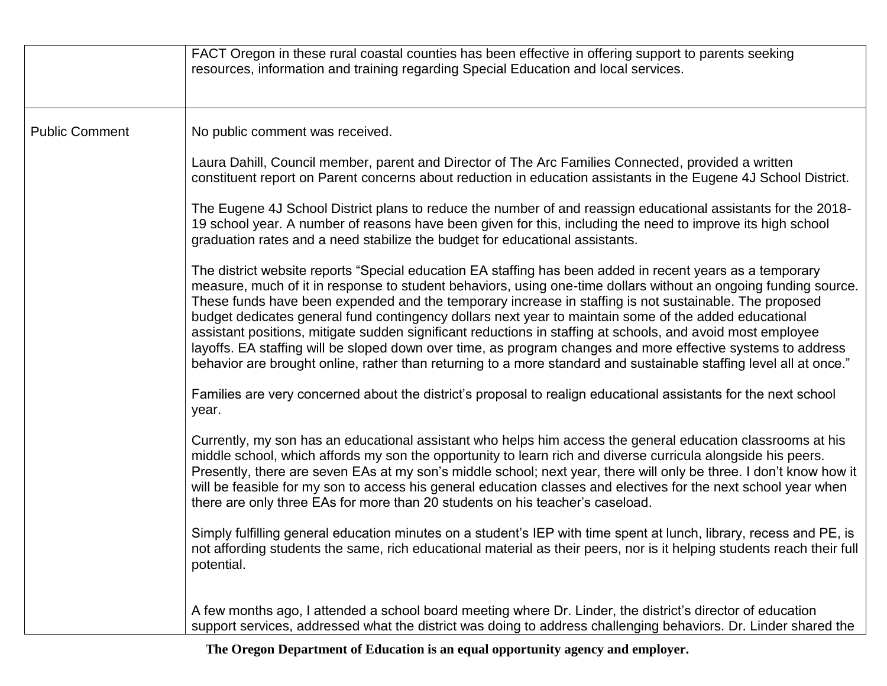| | |
|---|---|
| | FACT Oregon in these rural coastal counties has been effective in offering support to parents seeking resources, information and training regarding Special Education and local services. |
| Public Comment | No public comment was received.<br><br>Laura Dahill, Council member, parent and Director of The Arc Families Connected, provided a written constituent report on Parent concerns about reduction in education assistants in the Eugene 4J School District.<br><br>The Eugene 4J School District plans to reduce the number of and reassign educational assistants for the 2018-19 school year. A number of reasons have been given for this, including the need to improve its high school graduation rates and a need stabilize the budget for educational assistants.<br><br>The district website reports "Special education EA staffing has been added in recent years as a temporary measure, much of it in response to student behaviors, using one-time dollars without an ongoing funding source. These funds have been expended and the temporary increase in staffing is not sustainable. The proposed budget dedicates general fund contingency dollars next year to maintain some of the added educational assistant positions, mitigate sudden significant reductions in staffing at schools, and avoid most employee layoffs. EA staffing will be sloped down over time, as program changes and more effective systems to address behavior are brought online, rather than returning to a more standard and sustainable staffing level all at once."<br><br>Families are very concerned about the district's proposal to realign educational assistants for the next school year.<br><br>Currently, my son has an educational assistant who helps him access the general education classrooms at his middle school, which affords my son the opportunity to learn rich and diverse curricula alongside his peers. Presently, there are seven EAs at my son's middle school; next year, there will only be three. I don't know how it will be feasible for my son to access his general education classes and electives for the next school year when there are only three EAs for more than 20 students on his teacher's caseload.<br><br>Simply fulfilling general education minutes on a student's IEP with time spent at lunch, library, recess and PE, is not affording students the same, rich educational material as their peers, nor is it helping students reach their full potential.<br><br>A few months ago, I attended a school board meeting where Dr. Linder, the district's director of education support services, addressed what the district was doing to address challenging behaviors. Dr. Linder shared the |

**The Oregon Department of Education is an equal opportunity agency and employer.**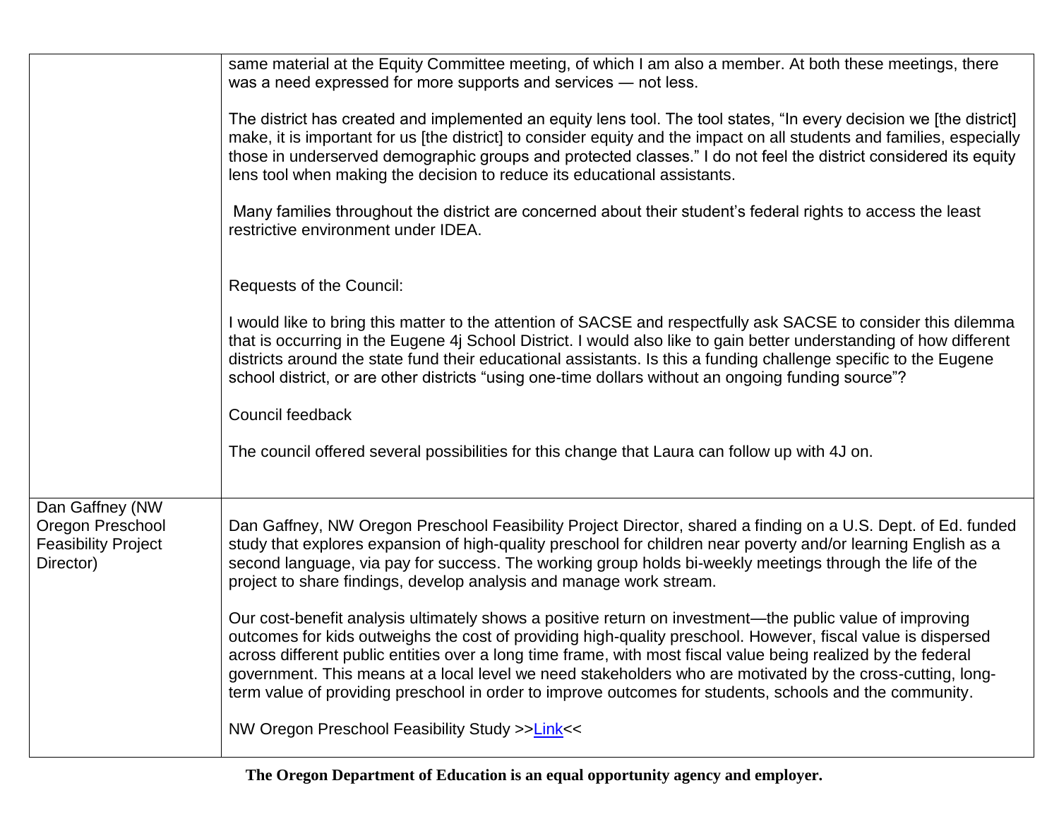| | |
|---|---|
| | same material at the Equity Committee meeting, of which I am also a member. At both these meetings, there was a need expressed for more supports and services — not less.<br><br>The district has created and implemented an equity lens tool. The tool states, "In every decision we [the district] make, it is important for us [the district] to consider equity and the impact on all students and families, especially those in underserved demographic groups and protected classes." I do not feel the district considered its equity lens tool when making the decision to reduce its educational assistants.<br><br>Many families throughout the district are concerned about their student's federal rights to access the least restrictive environment under IDEA.<br><br>Requests of the Council:<br><br>I would like to bring this matter to the attention of SACSE and respectfully ask SACSE to consider this dilemma that is occurring in the Eugene 4j School District. I would also like to gain better understanding of how different districts around the state fund their educational assistants. Is this a funding challenge specific to the Eugene school district, or are other districts "using one-time dollars without an ongoing funding source"?<br><br>Council feedback<br><br>The council offered several possibilities for this change that Laura can follow up with 4J on. |
| Dan Gaffney (NW Oregon Preschool Feasibility Project Director) | Dan Gaffney, NW Oregon Preschool Feasibility Project Director, shared a finding on a U.S. Dept. of Ed. funded study that explores expansion of high-quality preschool for children near poverty and/or learning English as a second language, via pay for success. The working group holds bi-weekly meetings through the life of the project to share findings, develop analysis and manage work stream.<br><br>Our cost-benefit analysis ultimately shows a positive return on investment—the public value of improving outcomes for kids outweighs the cost of providing high-quality preschool. However, fiscal value is dispersed across different public entities over a long time frame, with most fiscal value being realized by the federal government. This means at a local level we need stakeholders who are motivated by the cross-cutting, long-term value of providing preschool in order to improve outcomes for students, schools and the community.<br><br>NW Oregon Preschool Feasibility Study >>Link<< |

**The Oregon Department of Education is an equal opportunity agency and employer.**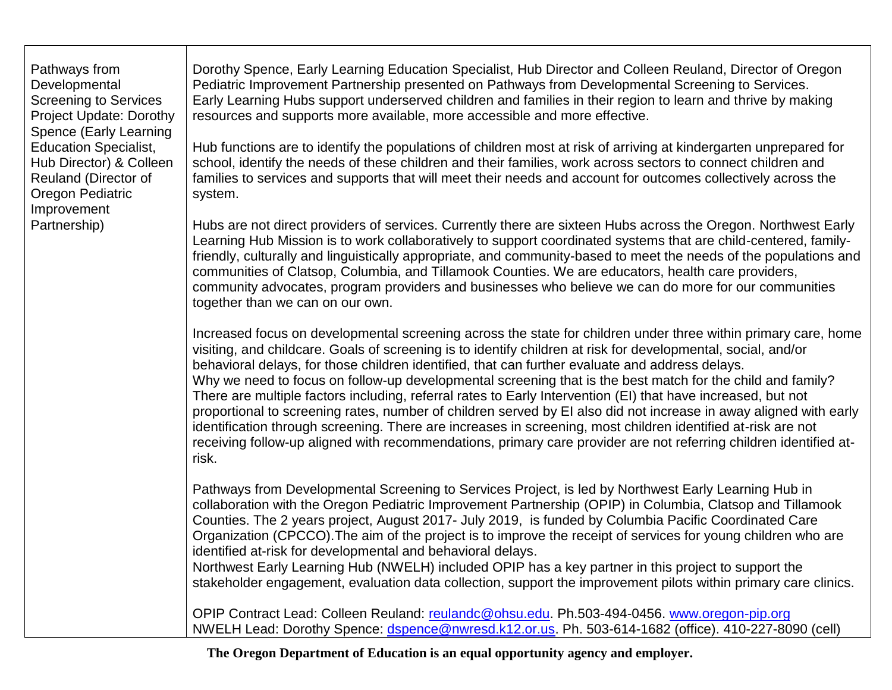| | |
|---|---|
| Pathways from Developmental Screening to Services Project Update: Dorothy Spence (Early Learning Education Specialist, Hub Director) & Colleen Reuland (Director of Oregon Pediatric Improvement Partnership) | Dorothy Spence, Early Learning Education Specialist, Hub Director and Colleen Reuland, Director of Oregon Pediatric Improvement Partnership presented on Pathways from Developmental Screening to Services. Early Learning Hubs support underserved children and families in their region to learn and thrive by making resources and supports more available, more accessible and more effective.<br><br>Hub functions are to identify the populations of children most at risk of arriving at kindergarten unprepared for school, identify the needs of these children and their families, work across sectors to connect children and families to services and supports that will meet their needs and account for outcomes collectively across the system.<br><br>Hubs are not direct providers of services. Currently there are sixteen Hubs across the Oregon. Northwest Early Learning Hub Mission is to work collaboratively to support coordinated systems that are child-centered, family-friendly, culturally and linguistically appropriate, and community-based to meet the needs of the populations and communities of Clatsop, Columbia, and Tillamook Counties. We are educators, health care providers, community advocates, program providers and businesses who believe we can do more for our communities together than we can on our own.<br><br>Increased focus on developmental screening across the state for children under three within primary care, home visiting, and childcare. Goals of screening is to identify children at risk for developmental, social, and/or behavioral delays, for those children identified, that can further evaluate and address delays.<br>Why we need to focus on follow-up developmental screening that is the best match for the child and family? There are multiple factors including, referral rates to Early Intervention (EI) that have increased, but not proportional to screening rates, number of children served by EI also did not increase in away aligned with early identification through screening. There are increases in screening, most children identified at-risk are not receiving follow-up aligned with recommendations, primary care provider are not referring children identified at-risk.<br><br>Pathways from Developmental Screening to Services Project, is led by Northwest Early Learning Hub in collaboration with the Oregon Pediatric Improvement Partnership (OPIP) in Columbia, Clatsop and Tillamook Counties. The 2 years project, August 2017- July 2019, is funded by Columbia Pacific Coordinated Care Organization (CPCCO).The aim of the project is to improve the receipt of services for young children who are identified at-risk for developmental and behavioral delays.<br>Northwest Early Learning Hub (NWELH) included OPIP has a key partner in this project to support the stakeholder engagement, evaluation data collection, support the improvement pilots within primary care clinics.<br><br>OPIP Contract Lead: Colleen Reuland: reulandc@ohsu.edu. Ph.503-494-0456. www.oregon-pip.org<br>NWELH Lead: Dorothy Spence: dspence@nwresd.k12.or.us. Ph. 503-614-1682 (office). 410-227-8090 (cell) |

**The Oregon Department of Education is an equal opportunity agency and employer.**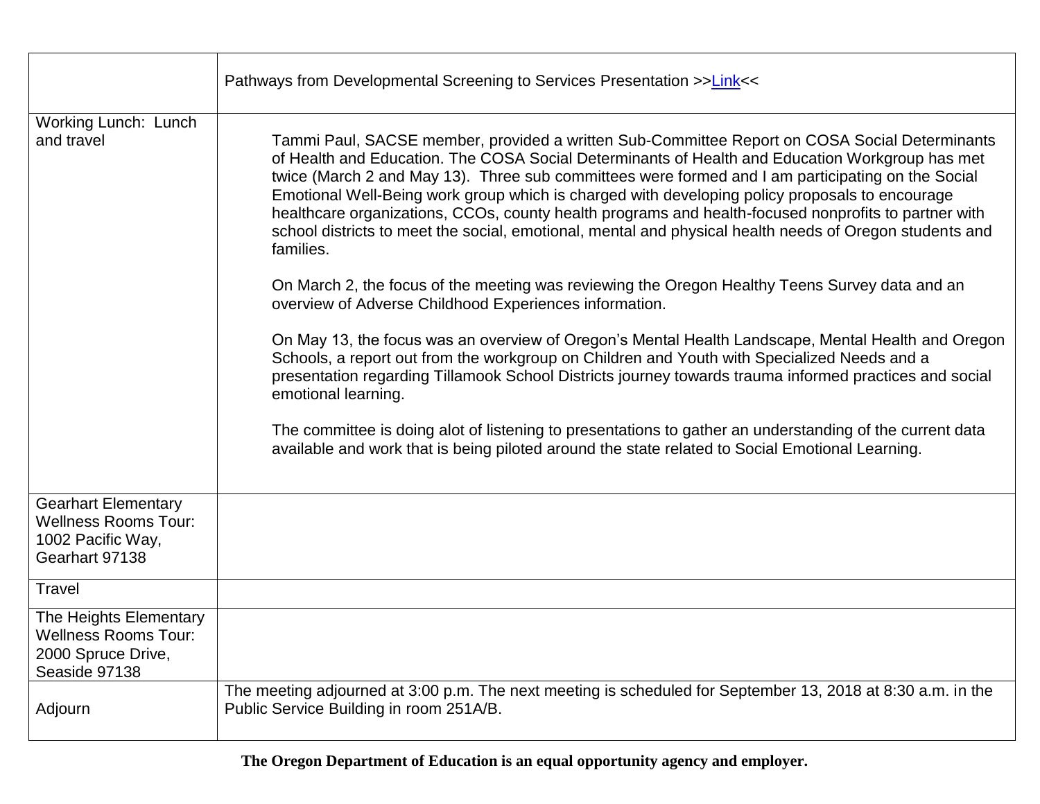| | |
|---|---|
| | Pathways from Developmental Screening to Services Presentation >>Link<< |
| Working Lunch: Lunch and travel | Tammi Paul, SACSE member, provided a written Sub-Committee Report on COSA Social Determinants of Health and Education. The COSA Social Determinants of Health and Education Workgroup has met twice (March 2 and May 13). Three sub committees were formed and I am participating on the Social Emotional Well-Being work group which is charged with developing policy proposals to encourage healthcare organizations, CCOs, county health programs and health-focused nonprofits to partner with school districts to meet the social, emotional, mental and physical health needs of Oregon students and families.<br><br>On March 2, the focus of the meeting was reviewing the Oregon Healthy Teens Survey data and an overview of Adverse Childhood Experiences information.<br><br>On May 13, the focus was an overview of Oregon's Mental Health Landscape, Mental Health and Oregon Schools, a report out from the workgroup on Children and Youth with Specialized Needs and a presentation regarding Tillamook School Districts journey towards trauma informed practices and social emotional learning.<br><br>The committee is doing alot of listening to presentations to gather an understanding of the current data available and work that is being piloted around the state related to Social Emotional Learning. |
| Gearhart Elementary Wellness Rooms Tour: 1002 Pacific Way, Gearhart 97138 | |
| Travel | |
| The Heights Elementary Wellness Rooms Tour: 2000 Spruce Drive, Seaside 97138 | |
| Adjourn | The meeting adjourned at 3:00 p.m. The next meeting is scheduled for September 13, 2018 at 8:30 a.m. in the Public Service Building in room 251A/B. |

**The Oregon Department of Education is an equal opportunity agency and employer.**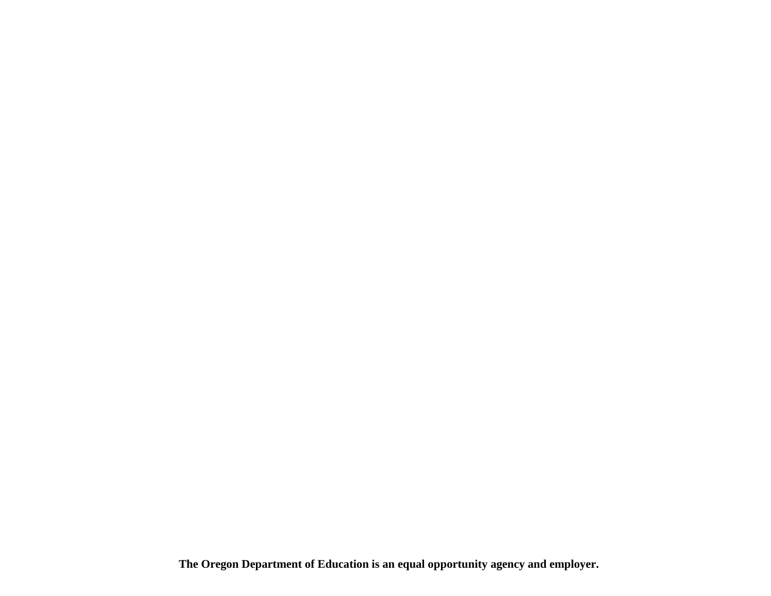**The Oregon Department of Education is an equal opportunity agency and employer.**